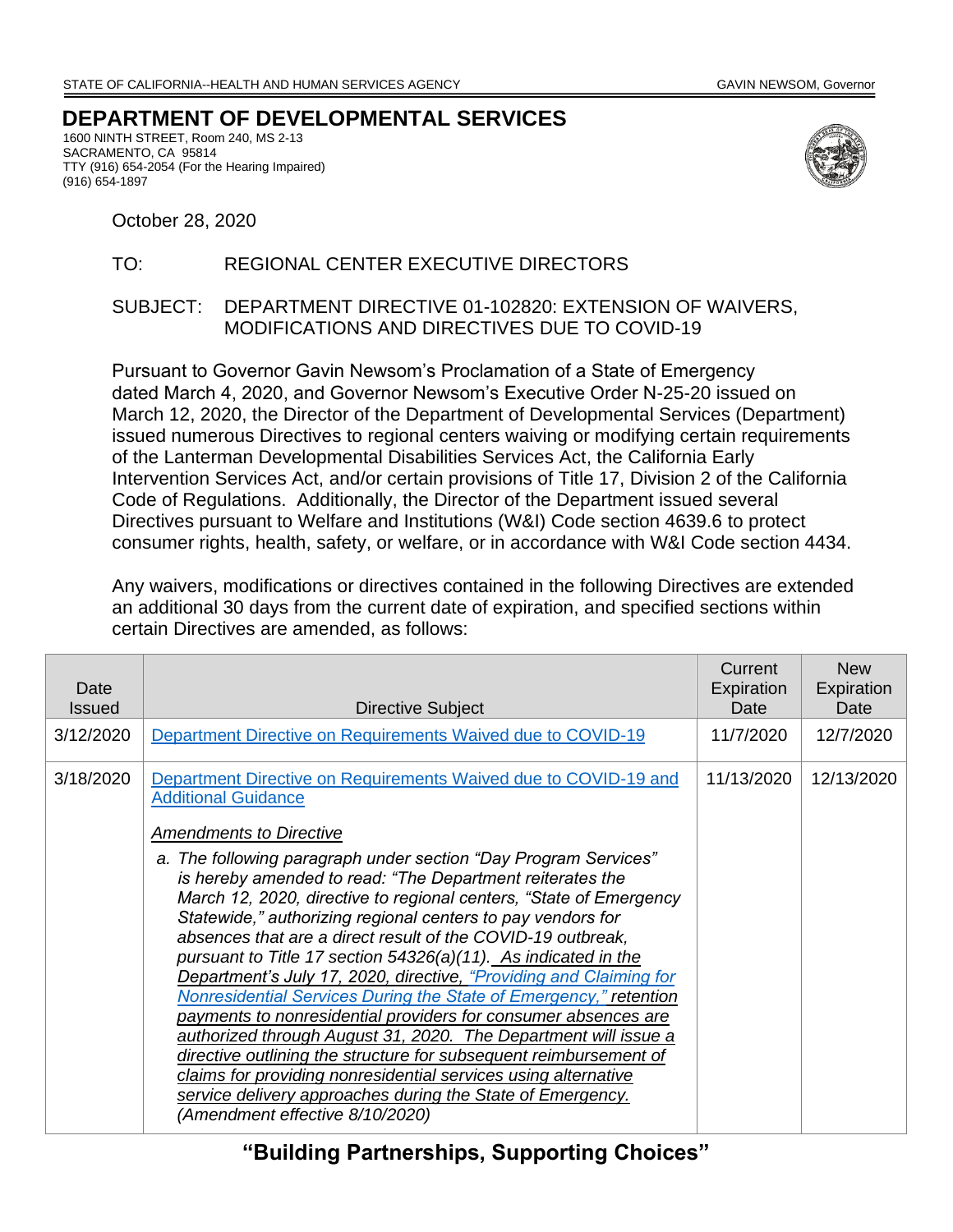STATE OF CALIFORNIA--HEALTH AND HUMAN SERVICES AGENCY GAVIN NEWSOM, Governor

# DEPARTMENT OF DEVELOPMENTAL SERVICES

1600 NINTH STREET, Room 240, MS 2-13
SACRAMENTO, CA 95814
TTY (916) 654-2054 (For the Hearing Impaired)
(916) 654-1897

October 28, 2020

TO: REGIONAL CENTER EXECUTIVE DIRECTORS

SUBJECT: DEPARTMENT DIRECTIVE 01-102820: EXTENSION OF WAIVERS, MODIFICATIONS AND DIRECTIVES DUE TO COVID-19

Pursuant to Governor Gavin Newsom's Proclamation of a State of Emergency dated March 4, 2020, and Governor Newsom's Executive Order N-25-20 issued on March 12, 2020, the Director of the Department of Developmental Services (Department) issued numerous Directives to regional centers waiving or modifying certain requirements of the Lanterman Developmental Disabilities Services Act, the California Early Intervention Services Act, and/or certain provisions of Title 17, Division 2 of the California Code of Regulations. Additionally, the Director of the Department issued several Directives pursuant to Welfare and Institutions (W&I) Code section 4639.6 to protect consumer rights, health, safety, or welfare, or in accordance with W&I Code section 4434.

Any waivers, modifications or directives contained in the following Directives are extended an additional 30 days from the current date of expiration, and specified sections within certain Directives are amended, as follows:

| Date Issued | Directive Subject | Current Expiration Date | New Expiration Date |
|---|---|---|---|
| 3/12/2020 | Department Directive on Requirements Waived due to COVID-19 | 11/7/2020 | 12/7/2020 |
| 3/18/2020 | Department Directive on Requirements Waived due to COVID-19 and Additional Guidance<br><br>*Amendments to Directive*<br><br>*a. The following paragraph under section "Day Program Services" is hereby amended to read: "The Department reiterates the March 12, 2020, directive to regional centers, "State of Emergency Statewide," authorizing regional centers to pay vendors for absences that are a direct result of the COVID-19 outbreak, pursuant to Title 17 section 54326(a)(11). As indicated in the Department's July 17, 2020, directive, "Providing and Claiming for Nonresidential Services During the State of Emergency," retention payments to nonresidential providers for consumer absences are authorized through August 31, 2020. The Department will issue a directive outlining the structure for subsequent reimbursement of claims for providing nonresidential services using alternative service delivery approaches during the State of Emergency. (Amendment effective 8/10/2020)* | 11/13/2020 | 12/13/2020 |

**"Building Partnerships, Supporting Choices"**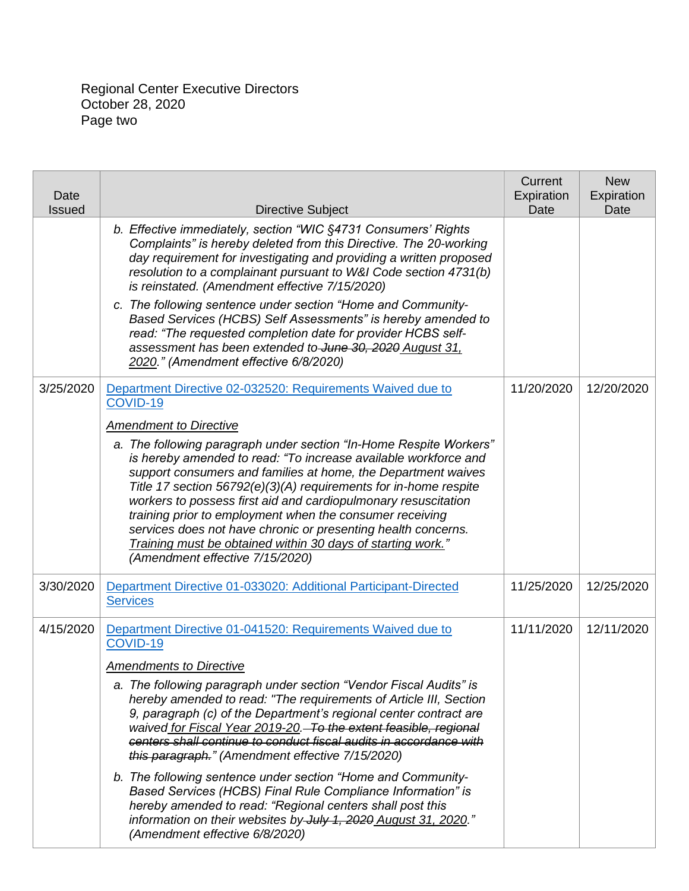| Date Issued | Directive Subject | Current Expiration Date | New Expiration Date |
|---|---|---|---|
| | b. *Effective immediately, section "WIC §4731 Consumers' Rights Complaints" is hereby deleted from this Directive. The 20-working day requirement for investigating and providing a written proposed resolution to a complainant pursuant to W&I Code section 4731(b) is reinstated. (Amendment effective 7/15/2020)*<br>c. *The following sentence under section "Home and Community-Based Services (HCBS) Self Assessments" is hereby amended to read: "The requested completion date for provider HCBS self-assessment has been extended to ~~June 30, 2020~~ <u>August 31, 2020</u>." (Amendment effective 6/8/2020)* | | |
| 3/25/2020 | Department Directive 02-032520: Requirements Waived due to COVID-19<br><br>*<u>Amendment to Directive</u>*<br>a. *The following paragraph under section "In-Home Respite Workers" is hereby amended to read: "To increase available workforce and support consumers and families at home, the Department waives Title 17 section 56792(e)(3)(A) requirements for in-home respite workers to possess first aid and cardiopulmonary resuscitation training prior to employment when the consumer receiving services does not have chronic or presenting health concerns. <u>Training must be obtained within 30 days of starting work.</u>" (Amendment effective 7/15/2020)* | 11/20/2020 | 12/20/2020 |
| 3/30/2020 | Department Directive 01-033020: Additional Participant-Directed Services | 11/25/2020 | 12/25/2020 |
| 4/15/2020 | Department Directive 01-041520: Requirements Waived due to COVID-19<br><br>*<u>Amendments to Directive</u>*<br>a. *The following paragraph under section "Vendor Fiscal Audits" is hereby amended to read: "The requirements of Article III, Section 9, paragraph (c) of the Department's regional center contract are waived <u>for Fiscal Year 2019-20</u>. ~~To the extent feasible, regional centers shall continue to conduct fiscal audits in accordance with this paragraph.~~" (Amendment effective 7/15/2020)*<br>b. *The following sentence under section "Home and Community-Based Services (HCBS) Final Rule Compliance Information" is hereby amended to read: "Regional centers shall post this information on their websites by ~~July 1, 2020~~ <u>August 31, 2020</u>." (Amendment effective 6/8/2020)* | 11/11/2020 | 12/11/2020 |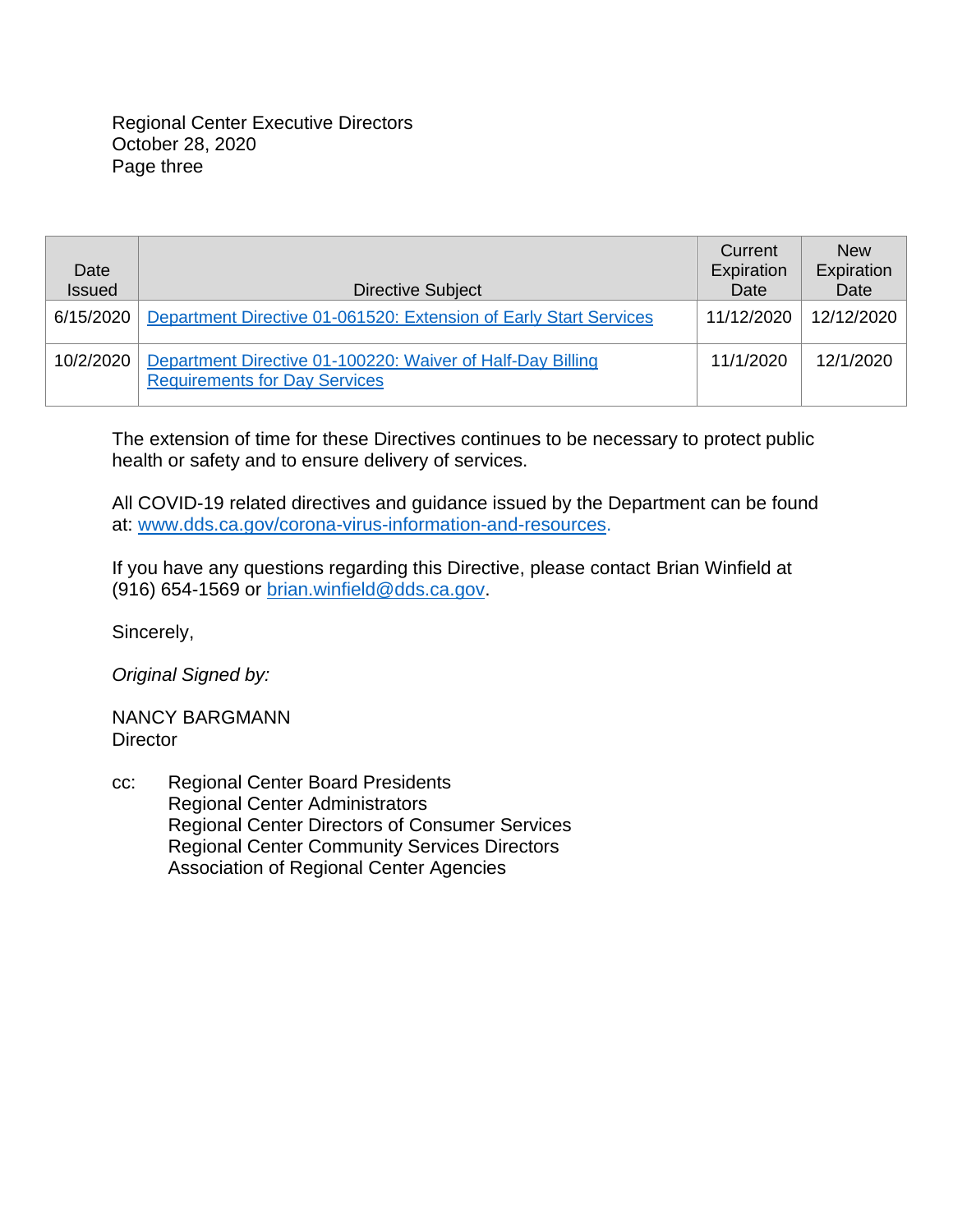| Date Issued | Directive Subject | Current Expiration Date | New Expiration Date |
|---|---|---|---|
| 6/15/2020 | Department Directive 01-061520: Extension of Early Start Services | 11/12/2020 | 12/12/2020 |
| 10/2/2020 | Department Directive 01-100220: Waiver of Half-Day Billing Requirements for Day Services | 11/1/2020 | 12/1/2020 |

The extension of time for these Directives continues to be necessary to protect public health or safety and to ensure delivery of services.

All COVID-19 related directives and guidance issued by the Department can be found at: www.dds.ca.gov/corona-virus-information-and-resources.

If you have any questions regarding this Directive, please contact Brian Winfield at (916) 654-1569 or brian.winfield@dds.ca.gov.

Sincerely,

*Original Signed by:*

NANCY BARGMANN
Director

cc: Regional Center Board Presidents
Regional Center Administrators
Regional Center Directors of Consumer Services
Regional Center Community Services Directors
Association of Regional Center Agencies